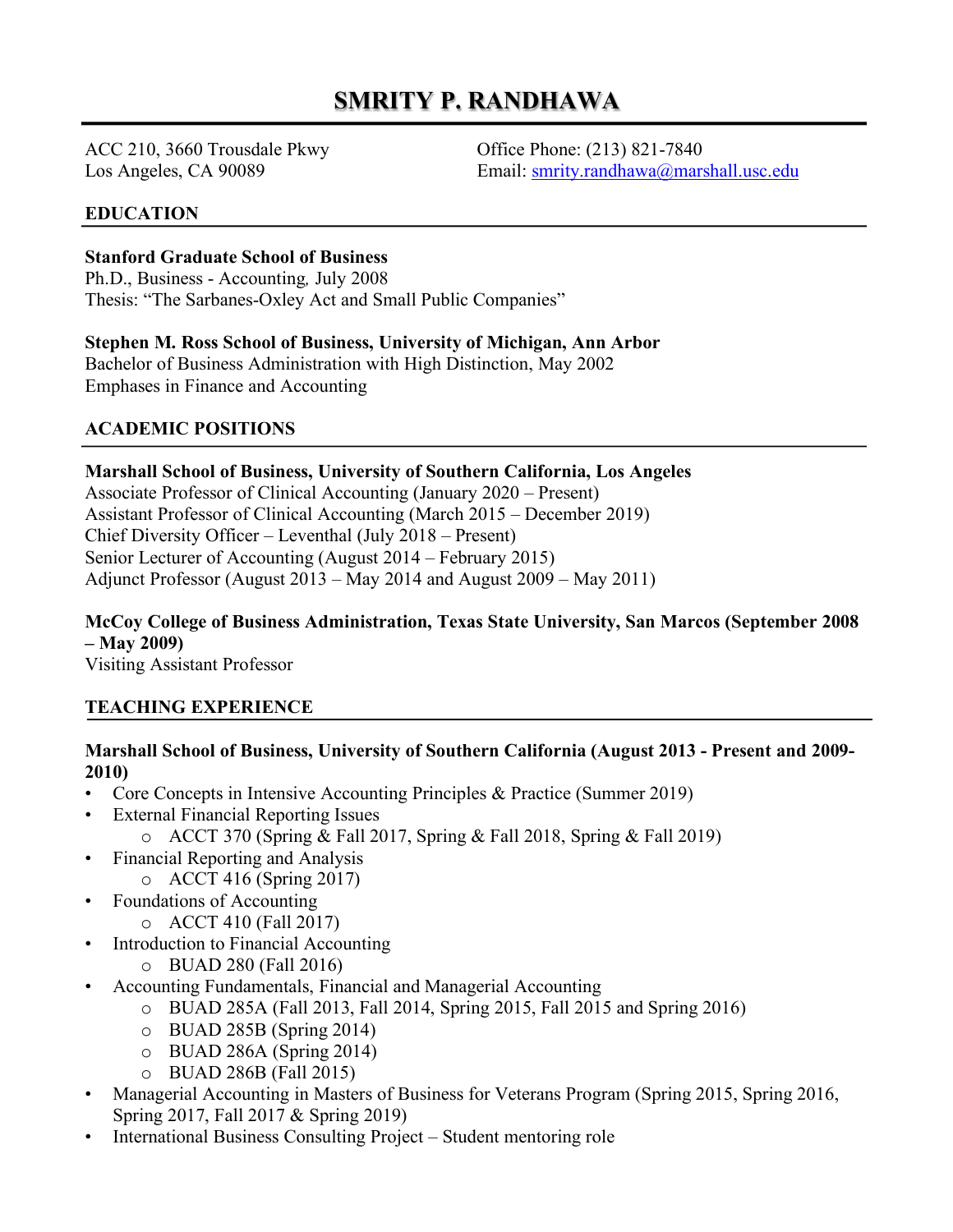# SMRITY P. RANDHAWA

ACC 210, 3660 Trousdale Pkwy
Los Angeles, CA 90089

Office Phone: (213) 821-7840
Email: smrity.randhawa@marshall.usc.edu

## EDUCATION

**Stanford Graduate School of Business**
Ph.D., Business - Accounting, July 2008
Thesis: "The Sarbanes-Oxley Act and Small Public Companies"

**Stephen M. Ross School of Business, University of Michigan, Ann Arbor**
Bachelor of Business Administration with High Distinction, May 2002
Emphases in Finance and Accounting

## ACADEMIC POSITIONS

**Marshall School of Business, University of Southern California, Los Angeles**
Associate Professor of Clinical Accounting (January 2020 – Present)
Assistant Professor of Clinical Accounting (March 2015 – December 2019)
Chief Diversity Officer – Leventhal (July 2018 – Present)
Senior Lecturer of Accounting (August 2014 – February 2015)
Adjunct Professor (August 2013 – May 2014 and August 2009 – May 2011)

**McCoy College of Business Administration, Texas State University, San Marcos (September 2008 – May 2009)**
Visiting Assistant Professor

## TEACHING EXPERIENCE

**Marshall School of Business, University of Southern California (August 2013 - Present and 2009-2010)**

- Core Concepts in Intensive Accounting Principles & Practice (Summer 2019)
- External Financial Reporting Issues
  - ACCT 370 (Spring & Fall 2017, Spring & Fall 2018, Spring & Fall 2019)
- Financial Reporting and Analysis
  - ACCT 416 (Spring 2017)
- Foundations of Accounting
  - ACCT 410 (Fall 2017)
- Introduction to Financial Accounting
  - BUAD 280 (Fall 2016)
- Accounting Fundamentals, Financial and Managerial Accounting
  - BUAD 285A (Fall 2013, Fall 2014, Spring 2015, Fall 2015 and Spring 2016)
  - BUAD 285B (Spring 2014)
  - BUAD 286A (Spring 2014)
  - BUAD 286B (Fall 2015)
- Managerial Accounting in Masters of Business for Veterans Program (Spring 2015, Spring 2016, Spring 2017, Fall 2017 & Spring 2019)
- International Business Consulting Project – Student mentoring role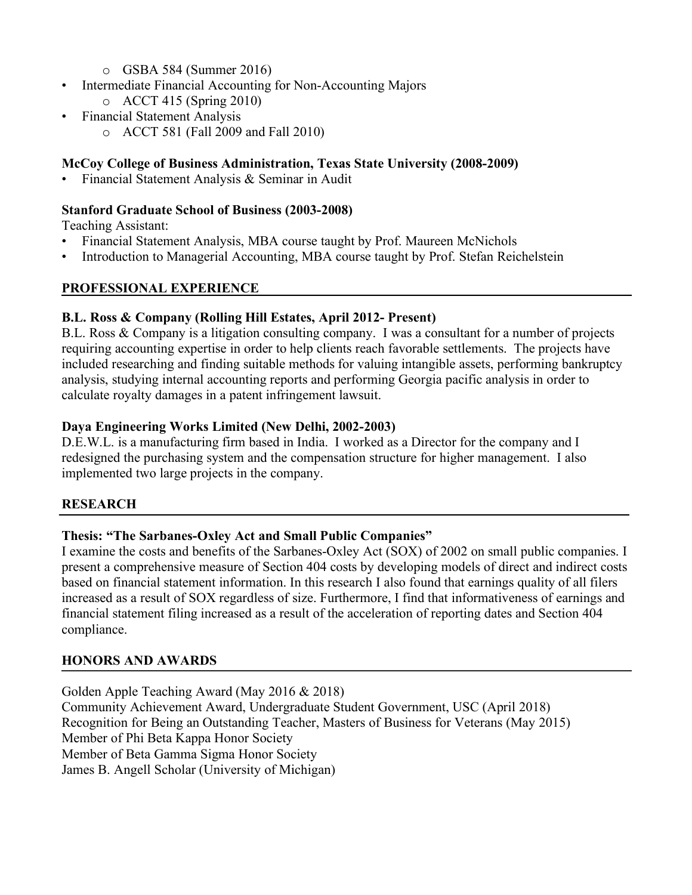- GSBA 584 (Summer 2016)
- Intermediate Financial Accounting for Non-Accounting Majors
  - ACCT 415 (Spring 2010)
- Financial Statement Analysis
  - ACCT 581 (Fall 2009 and Fall 2010)

**McCoy College of Business Administration, Texas State University (2008-2009)**

- Financial Statement Analysis & Seminar in Audit

**Stanford Graduate School of Business (2003-2008)**

Teaching Assistant:

- Financial Statement Analysis, MBA course taught by Prof. Maureen McNichols
- Introduction to Managerial Accounting, MBA course taught by Prof. Stefan Reichelstein

## PROFESSIONAL EXPERIENCE

**B.L. Ross & Company (Rolling Hill Estates, April 2012- Present)**

B.L. Ross & Company is a litigation consulting company. I was a consultant for a number of projects requiring accounting expertise in order to help clients reach favorable settlements. The projects have included researching and finding suitable methods for valuing intangible assets, performing bankruptcy analysis, studying internal accounting reports and performing Georgia pacific analysis in order to calculate royalty damages in a patent infringement lawsuit.

**Daya Engineering Works Limited (New Delhi, 2002-2003)**

D.E.W.L. is a manufacturing firm based in India. I worked as a Director for the company and I redesigned the purchasing system and the compensation structure for higher management. I also implemented two large projects in the company.

## RESEARCH

**Thesis: "The Sarbanes-Oxley Act and Small Public Companies"**

I examine the costs and benefits of the Sarbanes-Oxley Act (SOX) of 2002 on small public companies. I present a comprehensive measure of Section 404 costs by developing models of direct and indirect costs based on financial statement information. In this research I also found that earnings quality of all filers increased as a result of SOX regardless of size. Furthermore, I find that informativeness of earnings and financial statement filing increased as a result of the acceleration of reporting dates and Section 404 compliance.

## HONORS AND AWARDS

Golden Apple Teaching Award (May 2016 & 2018)
Community Achievement Award, Undergraduate Student Government, USC (April 2018)
Recognition for Being an Outstanding Teacher, Masters of Business for Veterans (May 2015)
Member of Phi Beta Kappa Honor Society
Member of Beta Gamma Sigma Honor Society
James B. Angell Scholar (University of Michigan)